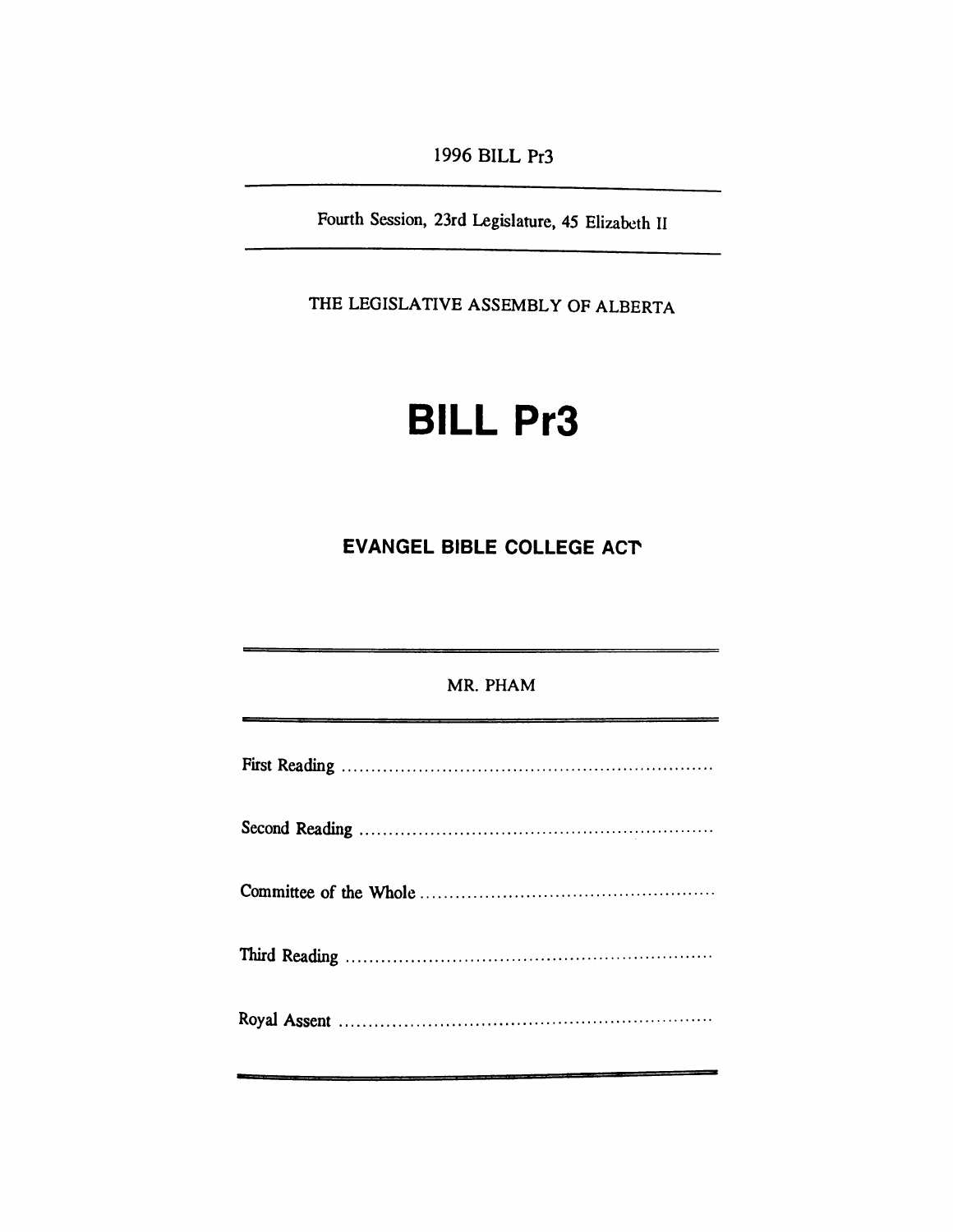1996 BILL Pr3

Fourth Session, 23rd Legislature, 45 Elizabeth II

THE LEGISLATIVE ASSEMBLY OF ALBERTA

# BILL Pr3

## EVANGEL BIBLE COLLEGE ACT

MR. PHAM

First Reading ..............................................................

Second Reading ..........................................................

Committee of the Whole ................................................

Third Reading ..............................................................

Royal Assent ...............................................................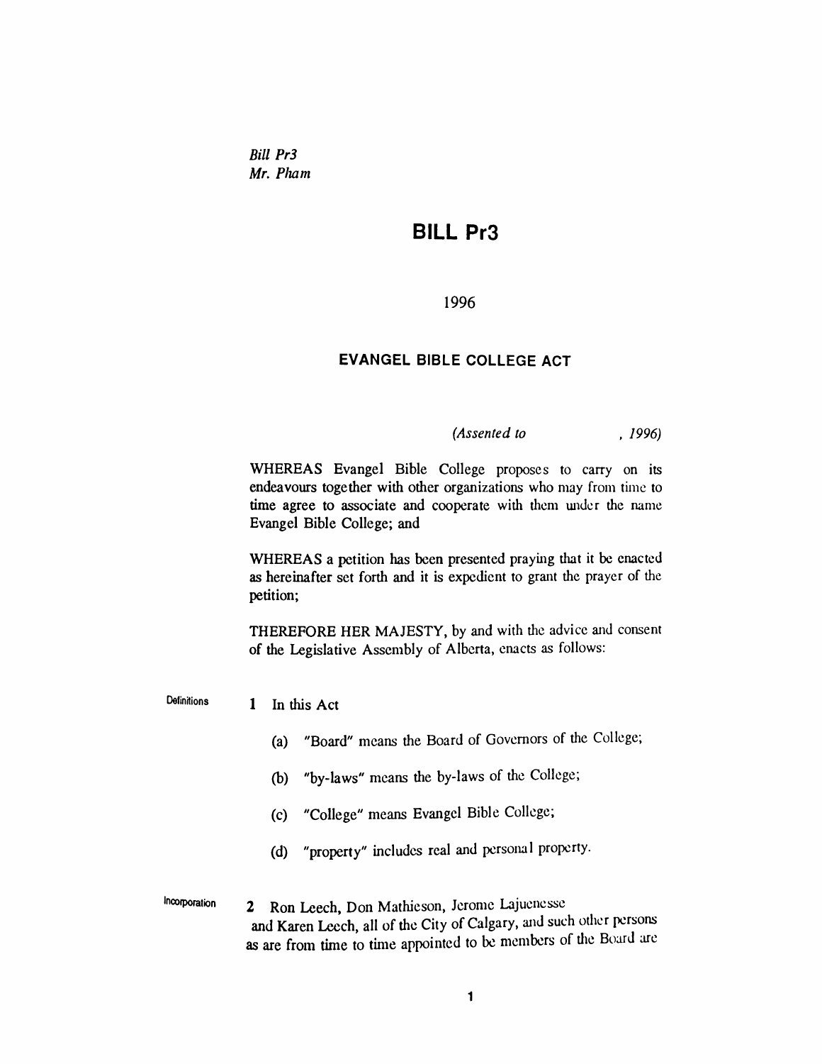*Bill Pr3*
*Mr. Pham*

# BILL Pr3

1996

## EVANGEL BIBLE COLLEGE ACT

*(Assented to , 1996)*

WHEREAS Evangel Bible College proposes to carry on its endeavours together with other organizations who may from time to time agree to associate and cooperate with them under the name Evangel Bible College; and

WHEREAS a petition has been presented praying that it be enacted as hereinafter set forth and it is expedient to grant the prayer of the petition;

THEREFORE HER MAJESTY, by and with the advice and consent of the Legislative Assembly of Alberta, enacts as follows:

Definitions

**1** In this Act

(a) "Board" means the Board of Governors of the College;

(b) "by-laws" means the by-laws of the College;

(c) "College" means Evangel Bible College;

(d) "property" includes real and personal property.

Incorporation

**2** Ron Leech, Don Mathieson, Jerome Lajuenesse and Karen Leech, all of the City of Calgary, and such other persons as are from time to time appointed to be members of the Board are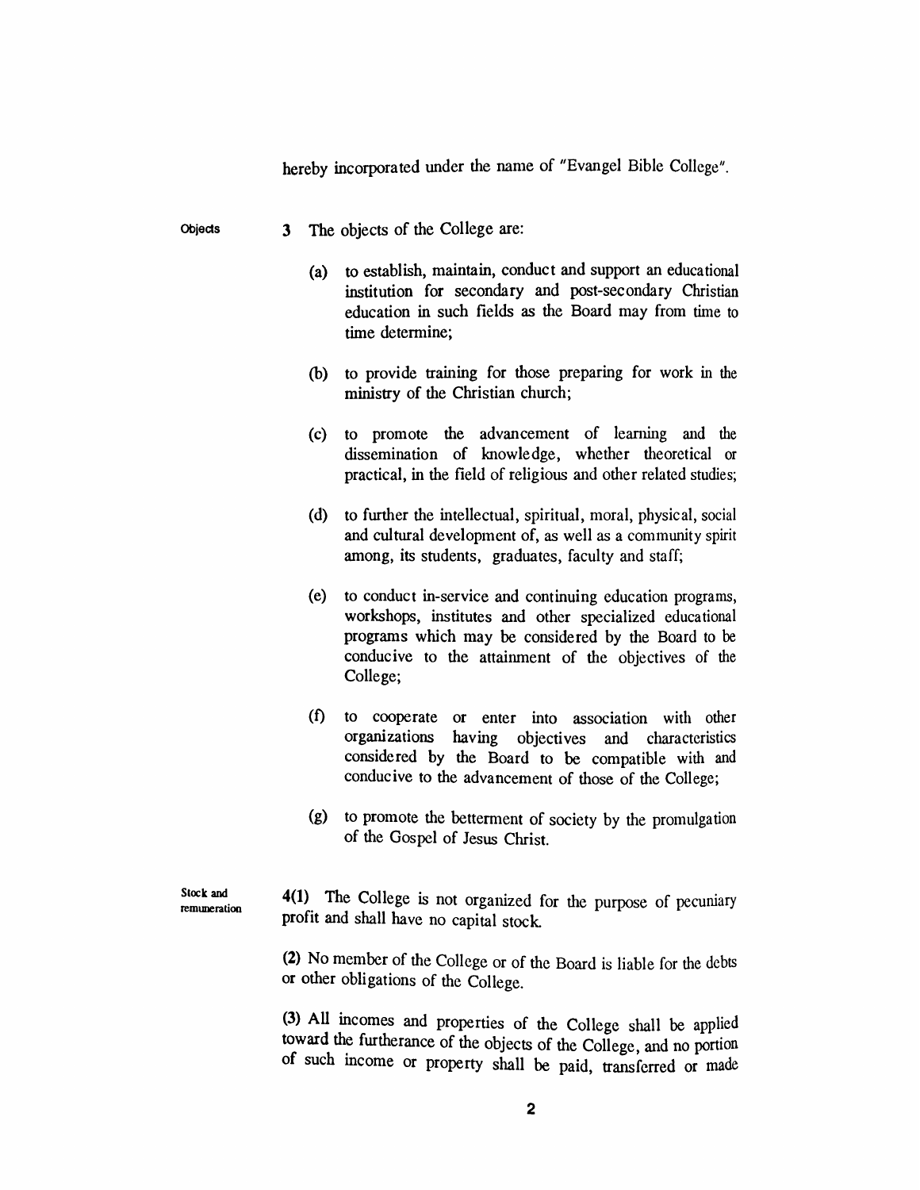hereby incorporated under the name of "Evangel Bible College".

**Objects**

**3** The objects of the College are:

(a) to establish, maintain, conduct and support an educational institution for secondary and post-secondary Christian education in such fields as the Board may from time to time determine;

(b) to provide training for those preparing for work in the ministry of the Christian church;

(c) to promote the advancement of learning and the dissemination of knowledge, whether theoretical or practical, in the field of religious and other related studies;

(d) to further the intellectual, spiritual, moral, physical, social and cultural development of, as well as a community spirit among, its students, graduates, faculty and staff;

(e) to conduct in-service and continuing education programs, workshops, institutes and other specialized educational programs which may be considered by the Board to be conducive to the attainment of the objectives of the College;

(f) to cooperate or enter into association with other organizations having objectives and characteristics considered by the Board to be compatible with and conducive to the advancement of those of the College;

(g) to promote the betterment of society by the promulgation of the Gospel of Jesus Christ.

**Stock and remuneration**

**4(1)** The College is not organized for the purpose of pecuniary profit and shall have no capital stock.

**(2)** No member of the College or of the Board is liable for the debts or other obligations of the College.

**(3)** All incomes and properties of the College shall be applied toward the furtherance of the objects of the College, and no portion of such income or property shall be paid, transferred or made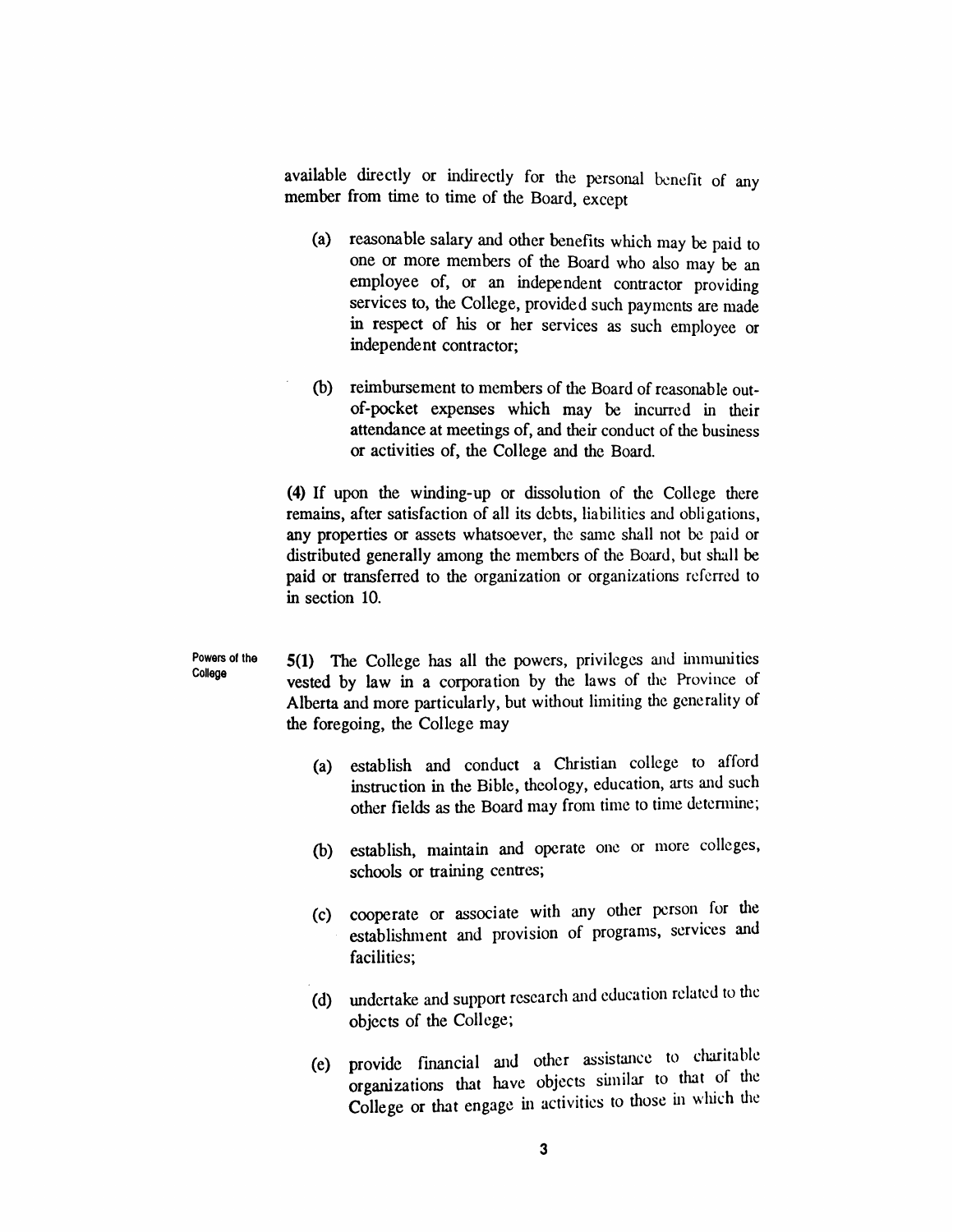available directly or indirectly for the personal benefit of any member from time to time of the Board, except

(a) reasonable salary and other benefits which may be paid to one or more members of the Board who also may be an employee of, or an independent contractor providing services to, the College, provided such payments are made in respect of his or her services as such employee or independent contractor;

(b) reimbursement to members of the Board of reasonable out-of-pocket expenses which may be incurred in their attendance at meetings of, and their conduct of the business or activities of, the College and the Board.

(4) If upon the winding-up or dissolution of the College there remains, after satisfaction of all its debts, liabilities and obligations, any properties or assets whatsoever, the same shall not be paid or distributed generally among the members of the Board, but shall be paid or transferred to the organization or organizations referred to in section 10.

**Powers of the College**

5(1) The College has all the powers, privileges and immunities vested by law in a corporation by the laws of the Province of Alberta and more particularly, but without limiting the generality of the foregoing, the College may

(a) establish and conduct a Christian college to afford instruction in the Bible, theology, education, arts and such other fields as the Board may from time to time determine;

(b) establish, maintain and operate one or more colleges, schools or training centres;

(c) cooperate or associate with any other person for the establishment and provision of programs, services and facilities;

(d) undertake and support research and education related to the objects of the College;

(e) provide financial and other assistance to charitable organizations that have objects similar to that of the College or that engage in activities to those in which the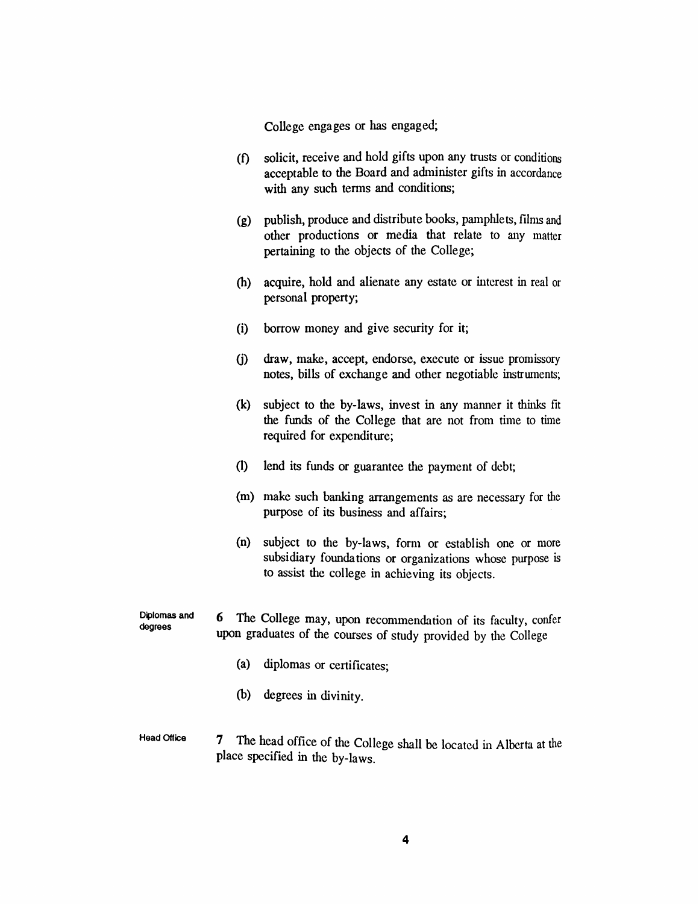College engages or has engaged;

(f) solicit, receive and hold gifts upon any trusts or conditions acceptable to the Board and administer gifts in accordance with any such terms and conditions;

(g) publish, produce and distribute books, pamphlets, films and other productions or media that relate to any matter pertaining to the objects of the College;

(h) acquire, hold and alienate any estate or interest in real or personal property;

(i) borrow money and give security for it;

(j) draw, make, accept, endorse, execute or issue promissory notes, bills of exchange and other negotiable instruments;

(k) subject to the by-laws, invest in any manner it thinks fit the funds of the College that are not from time to time required for expenditure;

(l) lend its funds or guarantee the payment of debt;

(m) make such banking arrangements as are necessary for the purpose of its business and affairs;

(n) subject to the by-laws, form or establish one or more subsidiary foundations or organizations whose purpose is to assist the college in achieving its objects.

**Diplomas and degrees**

**6** The College may, upon recommendation of its faculty, confer upon graduates of the courses of study provided by the College

(a) diplomas or certificates;

(b) degrees in divinity.

**Head Office**

**7** The head office of the College shall be located in Alberta at the place specified in the by-laws.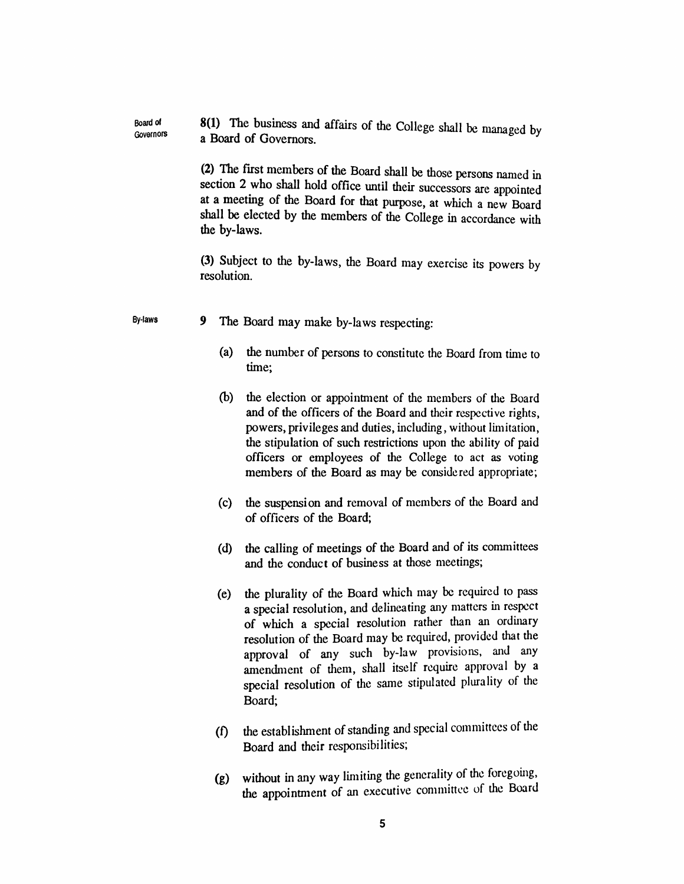Board of Governors

**8(1)** The business and affairs of the College shall be managed by a Board of Governors.

**(2)** The first members of the Board shall be those persons named in section 2 who shall hold office until their successors are appointed at a meeting of the Board for that purpose, at which a new Board shall be elected by the members of the College in accordance with the by-laws.

**(3)** Subject to the by-laws, the Board may exercise its powers by resolution.

By-laws

**9** The Board may make by-laws respecting:

(a) the number of persons to constitute the Board from time to time;

(b) the election or appointment of the members of the Board and of the officers of the Board and their respective rights, powers, privileges and duties, including, without limitation, the stipulation of such restrictions upon the ability of paid officers or employees of the College to act as voting members of the Board as may be considered appropriate;

(c) the suspension and removal of members of the Board and of officers of the Board;

(d) the calling of meetings of the Board and of its committees and the conduct of business at those meetings;

(e) the plurality of the Board which may be required to pass a special resolution, and delineating any matters in respect of which a special resolution rather than an ordinary resolution of the Board may be required, provided that the approval of any such by-law provisions, and any amendment of them, shall itself require approval by a special resolution of the same stipulated plurality of the Board;

(f) the establishment of standing and special committees of the Board and their responsibilities;

(g) without in any way limiting the generality of the foregoing, the appointment of an executive committee of the Board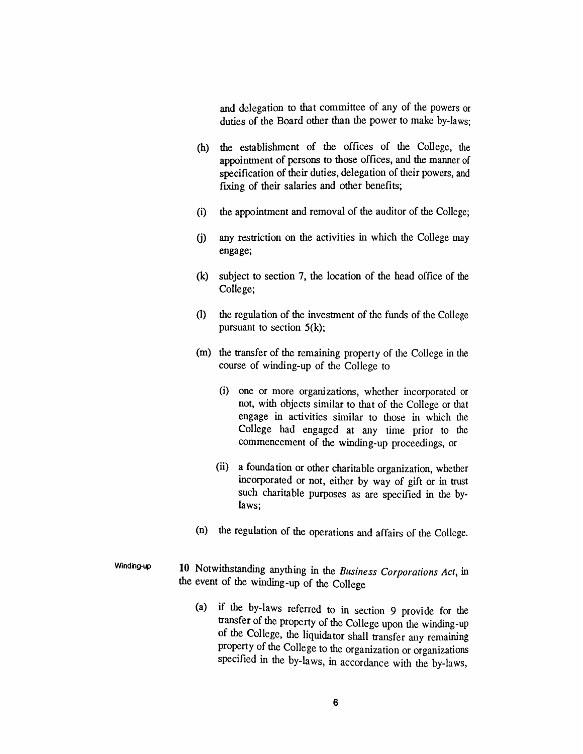and delegation to that committee of any of the powers or duties of the Board other than the power to make by-laws;

(h) the establishment of the offices of the College, the appointment of persons to those offices, and the manner of specification of their duties, delegation of their powers, and fixing of their salaries and other benefits;

(i) the appointment and removal of the auditor of the College;

(j) any restriction on the activities in which the College may engage;

(k) subject to section 7, the location of the head office of the College;

(l) the regulation of the investment of the funds of the College pursuant to section 5(k);

(m) the transfer of the remaining property of the College in the course of winding-up of the College to

   (i) one or more organizations, whether incorporated or not, with objects similar to that of the College or that engage in activities similar to those in which the College had engaged at any time prior to the commencement of the winding-up proceedings, or

   (ii) a foundation or other charitable organization, whether incorporated or not, either by way of gift or in trust such charitable purposes as are specified in the by-laws;

(n) the regulation of the operations and affairs of the College.

Winding-up

**10** Notwithstanding anything in the *Business Corporations Act*, in the event of the winding-up of the College

(a) if the by-laws referred to in section 9 provide for the transfer of the property of the College upon the winding-up of the College, the liquidator shall transfer any remaining property of the College to the organization or organizations specified in the by-laws, in accordance with the by-laws,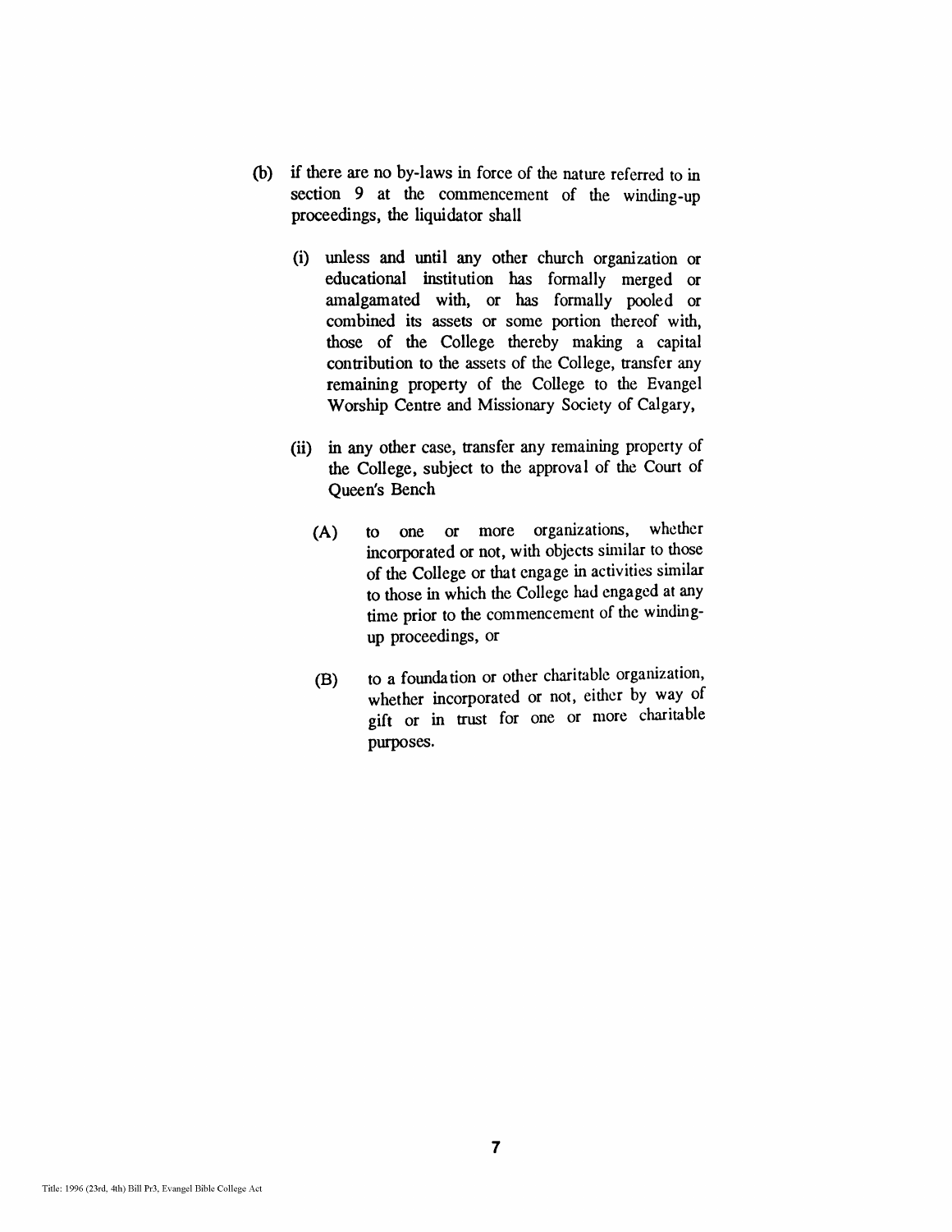(b) if there are no by-laws in force of the nature referred to in section 9 at the commencement of the winding-up proceedings, the liquidator shall

(i) unless and until any other church organization or educational institution has formally merged or amalgamated with, or has formally pooled or combined its assets or some portion thereof with, those of the College thereby making a capital contribution to the assets of the College, transfer any remaining property of the College to the Evangel Worship Centre and Missionary Society of Calgary,

(ii) in any other case, transfer any remaining property of the College, subject to the approval of the Court of Queen's Bench

(A) to one or more organizations, whether incorporated or not, with objects similar to those of the College or that engage in activities similar to those in which the College had engaged at any time prior to the commencement of the winding-up proceedings, or

(B) to a foundation or other charitable organization, whether incorporated or not, either by way of gift or in trust for one or more charitable purposes.